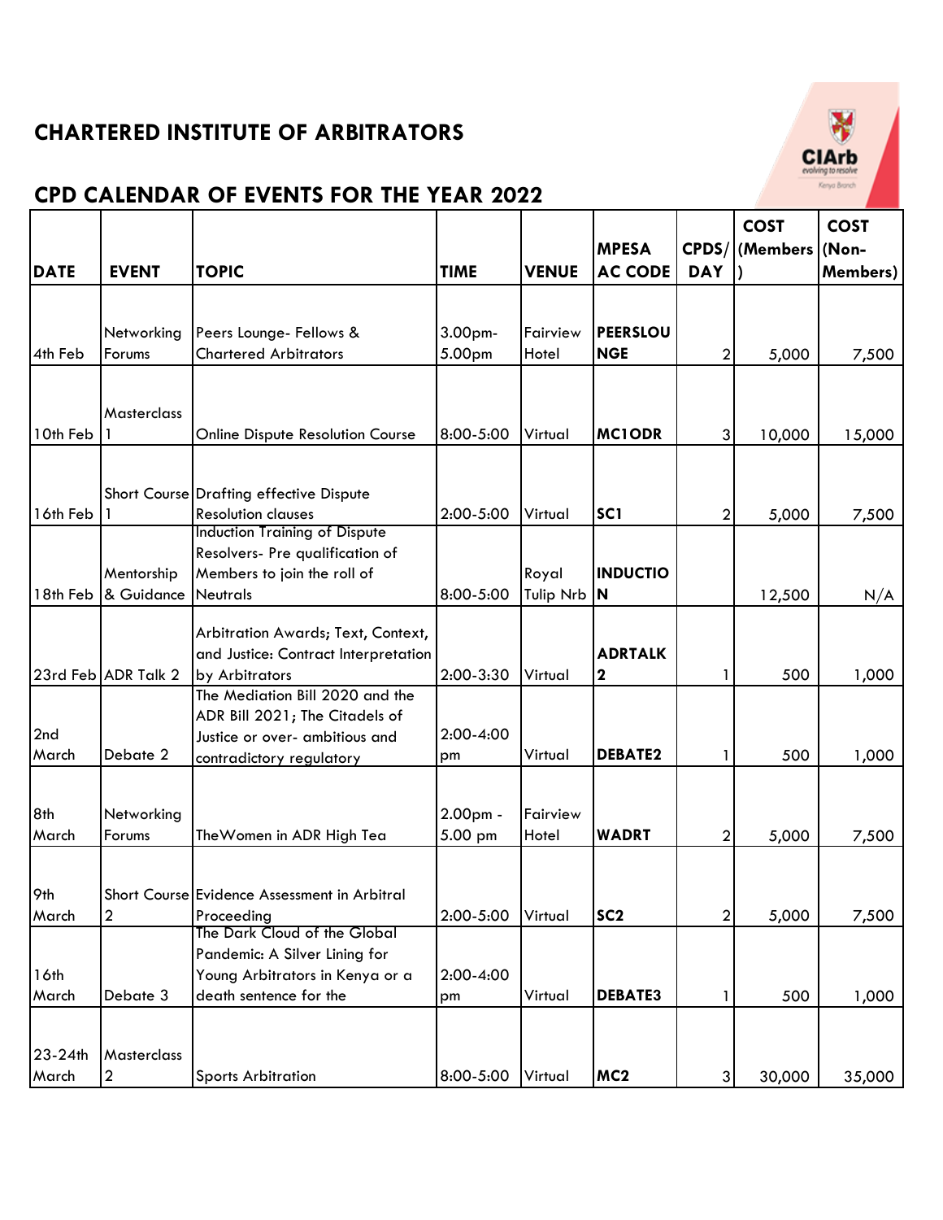# CHARTERED INSTITUTE OF ARBITRATORS

## CPD CALENDAR OF EVENTS FOR THE YEAR 2022

| DATE | EVENT | TOPIC | TIME | VENUE | MPESA AC CODE | CPDS/ DAY | COST (Members) | COST (Non-Members) |
|---|---|---|---|---|---|---|---|---|
| 4th Feb | Networking Forums | Peers Lounge- Fellows & Chartered Arbitrators | 3.00pm-5.00pm | Fairview Hotel | **PEERSLOUNGE** | 2 | 5,000 | 7,500 |
| 10th Feb | Masterclass 1 | Online Dispute Resolution Course | 8:00-5:00 | Virtual | **MC1ODR** | 3 | 10,000 | 15,000 |
| 16th Feb | Short Course 1 | Drafting effective Dispute Resolution clauses | 2:00-5:00 | Virtual | **SC1** | 2 | 5,000 | 7,500 |
| 18th Feb | Mentorship & Guidance | Induction Training of Dispute Resolvers- Pre qualification of Members to join the roll of Neutrals | 8:00-5:00 | Royal Tulip Nrb | **INDUCTION** | | 12,500 | N/A |
| 23rd Feb | ADR Talk 2 | Arbitration Awards; Text, Context, and Justice: Contract Interpretation by Arbitrators | 2:00-3:30 | Virtual | **ADRTALK 2** | 1 | 500 | 1,000 |
| 2nd March | Debate 2 | The Mediation Bill 2020 and the ADR Bill 2021; The Citadels of Justice or over- ambitious and contradictory regulatory | 2:00-4:00 pm | Virtual | **DEBATE2** | 1 | 500 | 1,000 |
| 8th March | Networking Forums | TheWomen in ADR High Tea | 2.00pm - 5.00 pm | Fairview Hotel | **WADRT** | 2 | 5,000 | 7,500 |
| 9th March | Short Course 2 | Evidence Assessment in Arbitral Proceeding | 2:00-5:00 | Virtual | **SC2** | 2 | 5,000 | 7,500 |
| 16th March | Debate 3 | The Dark Cloud of the Global Pandemic: A Silver Lining for Young Arbitrators in Kenya or a death sentence for the | 2:00-4:00 pm | Virtual | **DEBATE3** | 1 | 500 | 1,000 |
| 23-24th March | Masterclass 2 | Sports Arbitration | 8:00-5:00 | Virtual | **MC2** | 3 | 30,000 | 35,000 |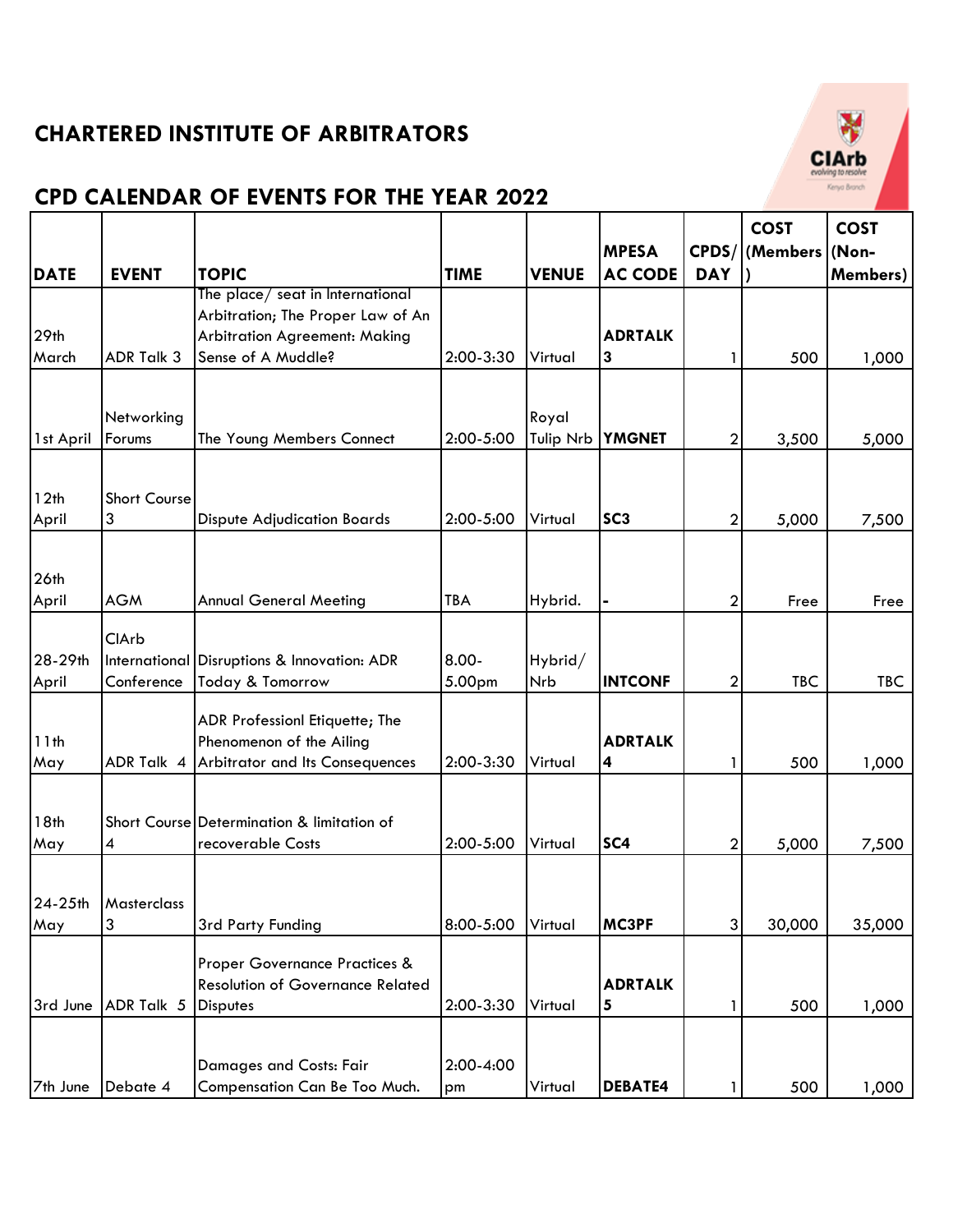## CHARTERED INSTITUTE OF ARBITRATORS

## CPD CALENDAR OF EVENTS FOR THE YEAR 2022

| DATE | EVENT | TOPIC | TIME | VENUE | MPESA AC CODE | CPDS/ DAY | COST (Members) | COST (Non-Members) |
|---|---|---|---|---|---|---|---|---|
| 29th March | ADR Talk 3 | The place/ seat in International Arbitration; The Proper Law of An Arbitration Agreement: Making Sense of A Muddle? | 2:00-3:30 | Virtual | **ADRTALK 3** | 1 | 500 | 1,000 |
| 1st April | Networking Forums | The Young Members Connect | 2:00-5:00 | Royal Tulip Nrb | **YMGNET** | 2 | 3,500 | 5,000 |
| 12th April | Short Course 3 | Dispute Adjudication Boards | 2:00-5:00 | Virtual | **SC3** | 2 | 5,000 | 7,500 |
| 26th April | AGM | Annual General Meeting | TBA | Hybrid. | **-** | 2 | Free | Free |
| 28-29th April | CIArb International Conference | Disruptions & Innovation: ADR Today & Tomorrow | 8.00-5.00pm | Hybrid/ Nrb | **INTCONF** | 2 | TBC | TBC |
| 11th May | ADR Talk 4 | ADR Professionl Etiquette; The Phenomenon of the Ailing Arbitrator and Its Consequences | 2:00-3:30 | Virtual | **ADRTALK 4** | 1 | 500 | 1,000 |
| 18th May | Short Course 4 | Determination & limitation of recoverable Costs | 2:00-5:00 | Virtual | **SC4** | 2 | 5,000 | 7,500 |
| 24-25th May | Masterclass 3 | 3rd Party Funding | 8:00-5:00 | Virtual | **MC3PF** | 3 | 30,000 | 35,000 |
| 3rd June | ADR Talk 5 | Proper Governance Practices & Resolution of Governance Related Disputes | 2:00-3:30 | Virtual | **ADRTALK 5** | 1 | 500 | 1,000 |
| 7th June | Debate 4 | Damages and Costs: Fair Compensation Can Be Too Much. | 2:00-4:00 pm | Virtual | **DEBATE4** | 1 | 500 | 1,000 |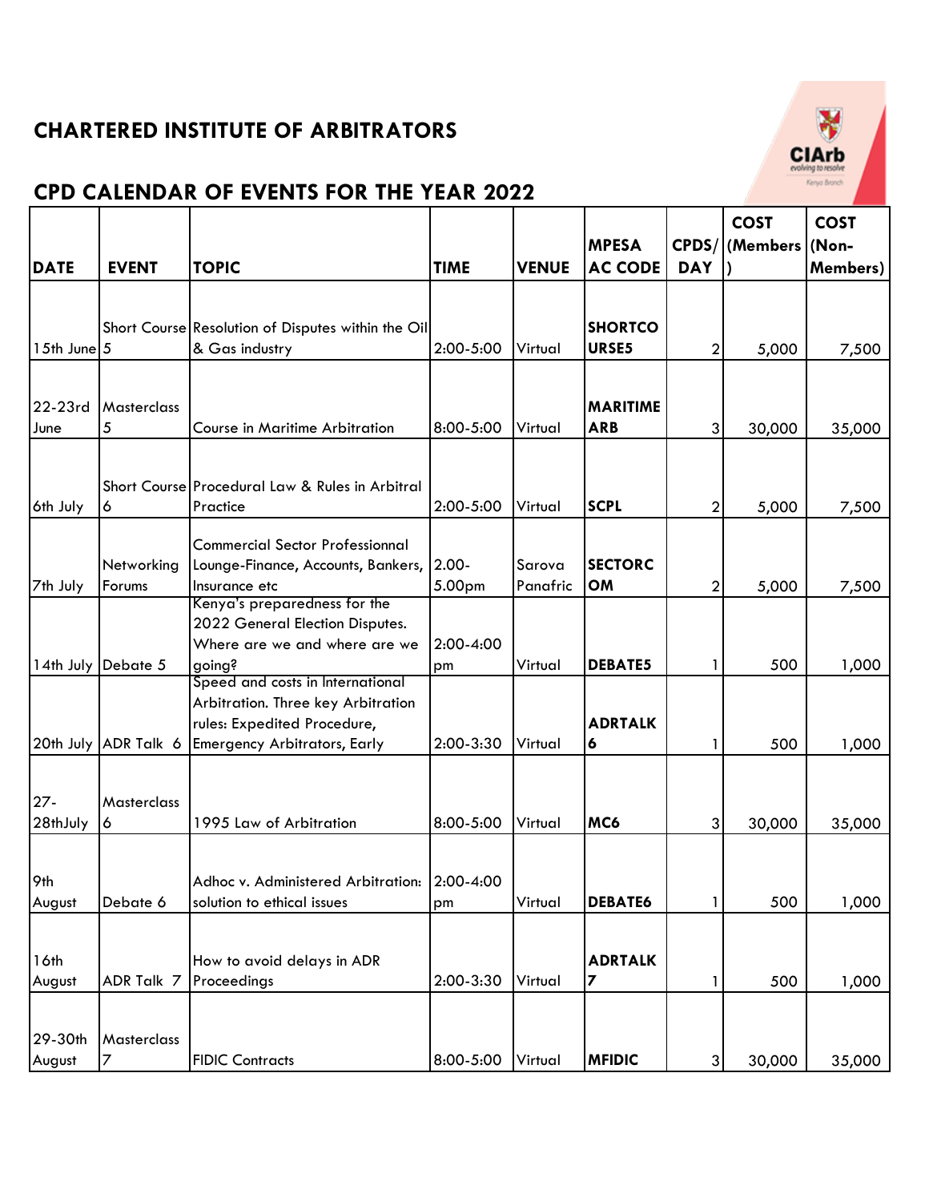## CHARTERED INSTITUTE OF ARBITRATORS

## CPD CALENDAR OF EVENTS FOR THE YEAR 2022

| DATE | EVENT | TOPIC | TIME | VENUE | MPESA AC CODE | CPDS/ DAY | COST (Members) | COST (Non-Members) |
|---|---|---|---|---|---|---|---|---|
| 15th June | Short Course 5 | Resolution of Disputes within the Oil & Gas industry | 2:00-5:00 | Virtual | **SHORTCOURSE5** | 2 | 5,000 | 7,500 |
| 22-23rd June | Masterclass 5 | Course in Maritime Arbitration | 8:00-5:00 | Virtual | **MARITIME ARB** | 3 | 30,000 | 35,000 |
| 6th July | Short Course 6 | Procedural Law & Rules in Arbitral Practice | 2:00-5:00 | Virtual | **SCPL** | 2 | 5,000 | 7,500 |
| 7th July | Networking Forums | Commercial Sector Professionnal Lounge-Finance, Accounts, Bankers, Insurance etc | 2.00-5.00pm | Sarova Panafric | **SECTORCOM** | 2 | 5,000 | 7,500 |
| 14th July | Debate 5 | Kenya's preparedness for the 2022 General Election Disputes. Where are we and where are we going? | 2:00-4:00 pm | Virtual | **DEBATE5** | 1 | 500 | 1,000 |
| 20th July | ADR Talk 6 | Speed and costs in International Arbitration. Three key Arbitration rules: Expedited Procedure, Emergency Arbitrators, Early | 2:00-3:30 | Virtual | **ADRTALK 6** | 1 | 500 | 1,000 |
| 27-28thJuly | Masterclass 6 | 1995 Law of Arbitration | 8:00-5:00 | Virtual | **MC6** | 3 | 30,000 | 35,000 |
| 9th August | Debate 6 | Adhoc v. Administered Arbitration: solution to ethical issues | 2:00-4:00 pm | Virtual | **DEBATE6** | 1 | 500 | 1,000 |
| 16th August | ADR Talk 7 | How to avoid delays in ADR Proceedings | 2:00-3:30 | Virtual | **ADRTALK 7** | 1 | 500 | 1,000 |
| 29-30th August | Masterclass 7 | FIDIC Contracts | 8:00-5:00 | Virtual | **MFIDIC** | 3 | 30,000 | 35,000 |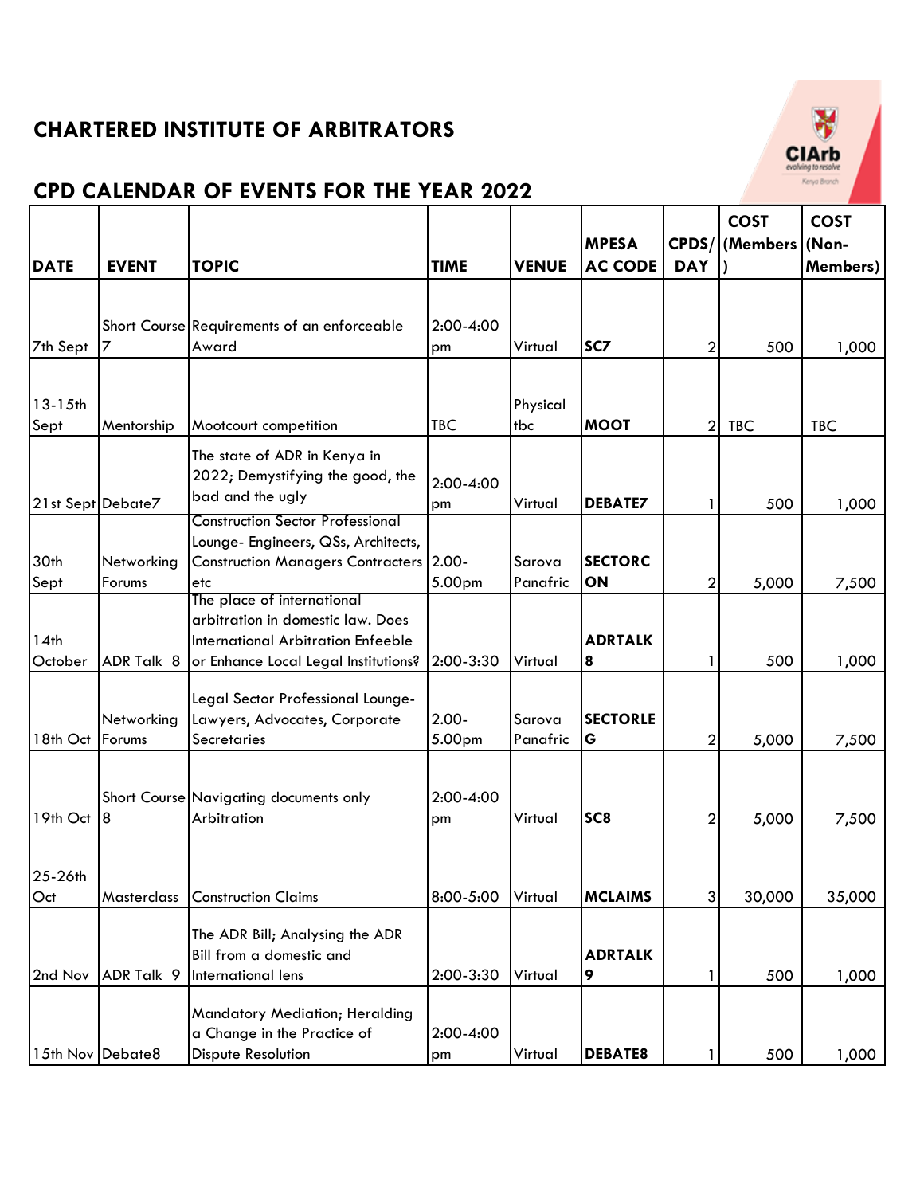# CHARTERED INSTITUTE OF ARBITRATORS

## CPD CALENDAR OF EVENTS FOR THE YEAR 2022

| DATE | EVENT | TOPIC | TIME | VENUE | MPESA AC CODE | CPDS/ DAY | COST (Members) | COST (Non-Members) |
|---|---|---|---|---|---|---|---|---|
| 7th Sept | Short Course 7 | Requirements of an enforceable Award | 2:00-4:00 pm | Virtual | **SC7** | 2 | 500 | 1,000 |
| 13-15th Sept | Mentorship | Mootcourt competition | TBC | Physical tbc | **MOOT** | 2 | TBC | TBC |
| 21st Sept | Debate7 | The state of ADR in Kenya in 2022; Demystifying the good, the bad and the ugly | 2:00-4:00 pm | Virtual | **DEBATE7** | 1 | 500 | 1,000 |
| 30th Sept | Networking Forums | Construction Sector Professional Lounge- Engineers, QSs, Architects, Construction Managers Contracters etc | 2.00-5.00pm | Sarova Panafric | **SECTORCON** | 2 | 5,000 | 7,500 |
| 14th October | ADR Talk 8 | The place of international arbitration in domestic law. Does International Arbitration Enfeeble or Enhance Local Legal Institutions? | 2:00-3:30 | Virtual | **ADRTALK 8** | 1 | 500 | 1,000 |
| 18th Oct | Networking Forums | Legal Sector Professional Lounge- Lawyers, Advocates, Corporate Secretaries | 2.00-5.00pm | Sarova Panafric | **SECTORLEG** | 2 | 5,000 | 7,500 |
| 19th Oct | Short Course 8 | Navigating documents only Arbitration | 2:00-4:00 pm | Virtual | **SC8** | 2 | 5,000 | 7,500 |
| 25-26th Oct | Masterclass | Construction Claims | 8:00-5:00 | Virtual | **MCLAIMS** | 3 | 30,000 | 35,000 |
| 2nd Nov | ADR Talk 9 | The ADR Bill; Analysing the ADR Bill from a domestic and International lens | 2:00-3:30 | Virtual | **ADRTALK 9** | 1 | 500 | 1,000 |
| 15th Nov | Debate8 | Mandatory Mediation; Heralding a Change in the Practice of Dispute Resolution | 2:00-4:00 pm | Virtual | **DEBATE8** | 1 | 500 | 1,000 |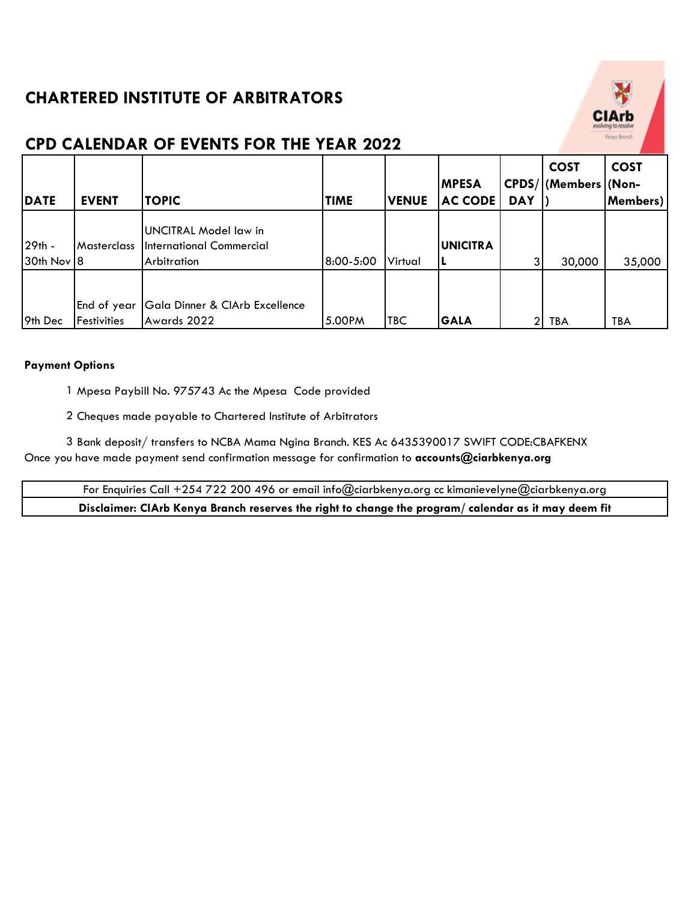# CHARTERED INSTITUTE OF ARBITRATORS

## CPD CALENDAR OF EVENTS FOR THE YEAR 2022

| DATE | EVENT | TOPIC | TIME | VENUE | MPESA AC CODE | CPDS/ DAY | COST (Members) | COST (Non-Members) |
|---|---|---|---|---|---|---|---|---|
| 29th - 30th Nov | Masterclass 8 | UNCITRAL Model law in International Commercial Arbitration | 8:00-5:00 | Virtual | **UNICITRAL** | 3 | 30,000 | 35,000 |
| 9th Dec | End of year Festivities | Gala Dinner & CIArb Excellence Awards 2022 | 5.00PM | TBC | **GALA** | 2 | TBA | TBA |

**Payment Options**

1 Mpesa Paybill No. 975743 Ac the Mpesa Code provided

2 Cheques made payable to Chartered Institute of Arbitrators

3 Bank deposit/ transfers to NCBA Mama Ngina Branch. KES Ac 6435390017 SWIFT CODE:CBAFKENX

Once you have made payment send confirmation message for confirmation to **accounts@ciarbkenya.org**

For Enquiries Call +254 722 200 496 or email info@ciarbkenya.org cc kimanievelyne@ciarbkenya.org

**Disclaimer: CIArb Kenya Branch reserves the right to change the program/ calendar as it may deem fit**